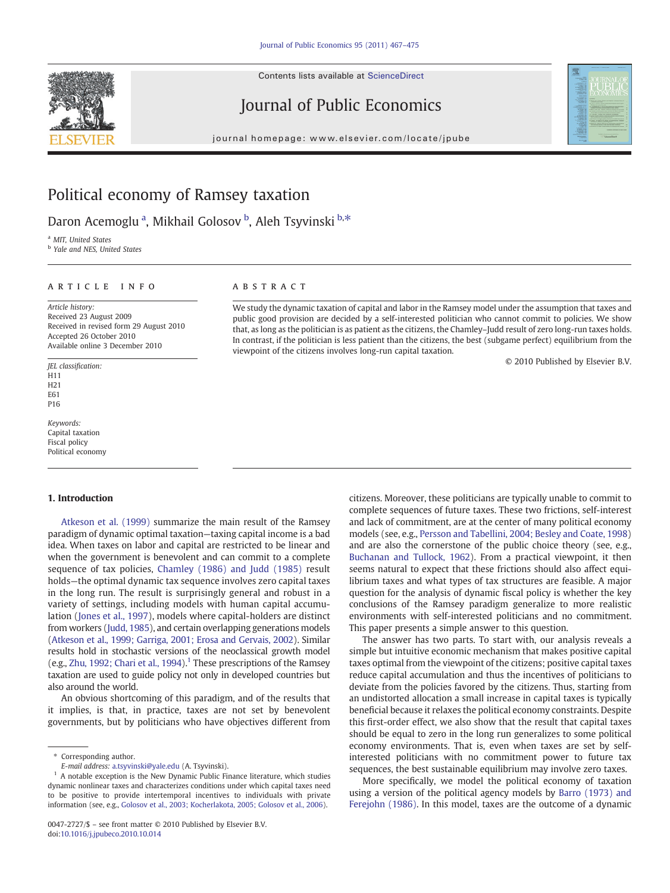# Political economy of Ramsey taxation

Daron Acemoglu [a], Mikhail Golosov [b], Aleh Tsyvinski [b,*]

[a] MIT, United States

[b] Yale and NES, United States

## ARTICLE INFO

*Article history:*
Received 23 August 2009
Received in revised form 29 August 2010
Accepted 26 October 2010
Available online 3 December 2010

*JEL classification:*
H11
H21
E61
P16

*Keywords:*
Capital taxation
Fiscal policy
Political economy

## ABSTRACT

We study the dynamic taxation of capital and labor in the Ramsey model under the assumption that taxes and public good provision are decided by a self-interested politician who cannot commit to policies. We show that, as long as the politician is as patient as the citizens, the Chamley–Judd result of zero long-run taxes holds. In contrast, if the politician is less patient than the citizens, the best (subgame perfect) equilibrium from the viewpoint of the citizens involves long-run capital taxation.

© 2010 Published by Elsevier B.V.

## 1. Introduction

Atkeson et al. (1999) summarize the main result of the Ramsey paradigm of dynamic optimal taxation—taxing capital income is a bad idea. When taxes on labor and capital are restricted to be linear and when the government is benevolent and can commit to a complete sequence of tax policies, Chamley (1986) and Judd (1985) result holds—the optimal dynamic tax sequence involves zero capital taxes in the long run. The result is surprisingly general and robust in a variety of settings, including models with human capital accumulation (Jones et al., 1997), models where capital-holders are distinct from workers (Judd, 1985), and certain overlapping generations models (Atkeson et al., 1999; Garriga, 2001; Erosa and Gervais, 2002). Similar results hold in stochastic versions of the neoclassical growth model (e.g., Zhu, 1992; Chari et al., 1994).[1] These prescriptions of the Ramsey taxation are used to guide policy not only in developed countries but also around the world.

An obvious shortcoming of this paradigm, and of the results that it implies, is that, in practice, taxes are not set by benevolent governments, but by politicians who have objectives different from citizens. Moreover, these politicians are typically unable to commit to complete sequences of future taxes. These two frictions, self-interest and lack of commitment, are at the center of many political economy models (see, e.g., Persson and Tabellini, 2004; Besley and Coate, 1998) and are also the cornerstone of the public choice theory (see, e.g., Buchanan and Tullock, 1962). From a practical viewpoint, it then seems natural to expect that these frictions should also affect equilibrium taxes and what types of tax structures are feasible. A major question for the analysis of dynamic fiscal policy is whether the key conclusions of the Ramsey paradigm generalize to more realistic environments with self-interested politicians and no commitment. This paper presents a simple answer to this question.

The answer has two parts. To start with, our analysis reveals a simple but intuitive economic mechanism that makes positive capital taxes optimal from the viewpoint of the citizens; positive capital taxes reduce capital accumulation and thus the incentives of politicians to deviate from the policies favored by the citizens. Thus, starting from an undistorted allocation a small increase in capital taxes is typically beneficial because it relaxes the political economy constraints. Despite this first-order effect, we also show that the result that capital taxes should be equal to zero in the long run generalizes to some political economy environments. That is, even when taxes are set by self-interested politicians with no commitment power to future tax sequences, the best sustainable equilibrium may involve zero taxes.

More specifically, we model the political economy of taxation using a version of the political agency models by Barro (1973) and Ferejohn (1986). In this model, taxes are the outcome of a dynamic

---

\* Corresponding author.
E-mail address: a.tsyvinski@yale.edu (A. Tsyvinski).

[1] A notable exception is the New Dynamic Public Finance literature, which studies dynamic nonlinear taxes and characterizes conditions under which capital taxes need to be positive to provide intertemporal incentives to individuals with private information (see, e.g., Golosov et al., 2003; Kocherlakota, 2005; Golosov et al., 2006).

0047-2727/$ – see front matter © 2010 Published by Elsevier B.V.
doi:10.1016/j.jpubeco.2010.10.014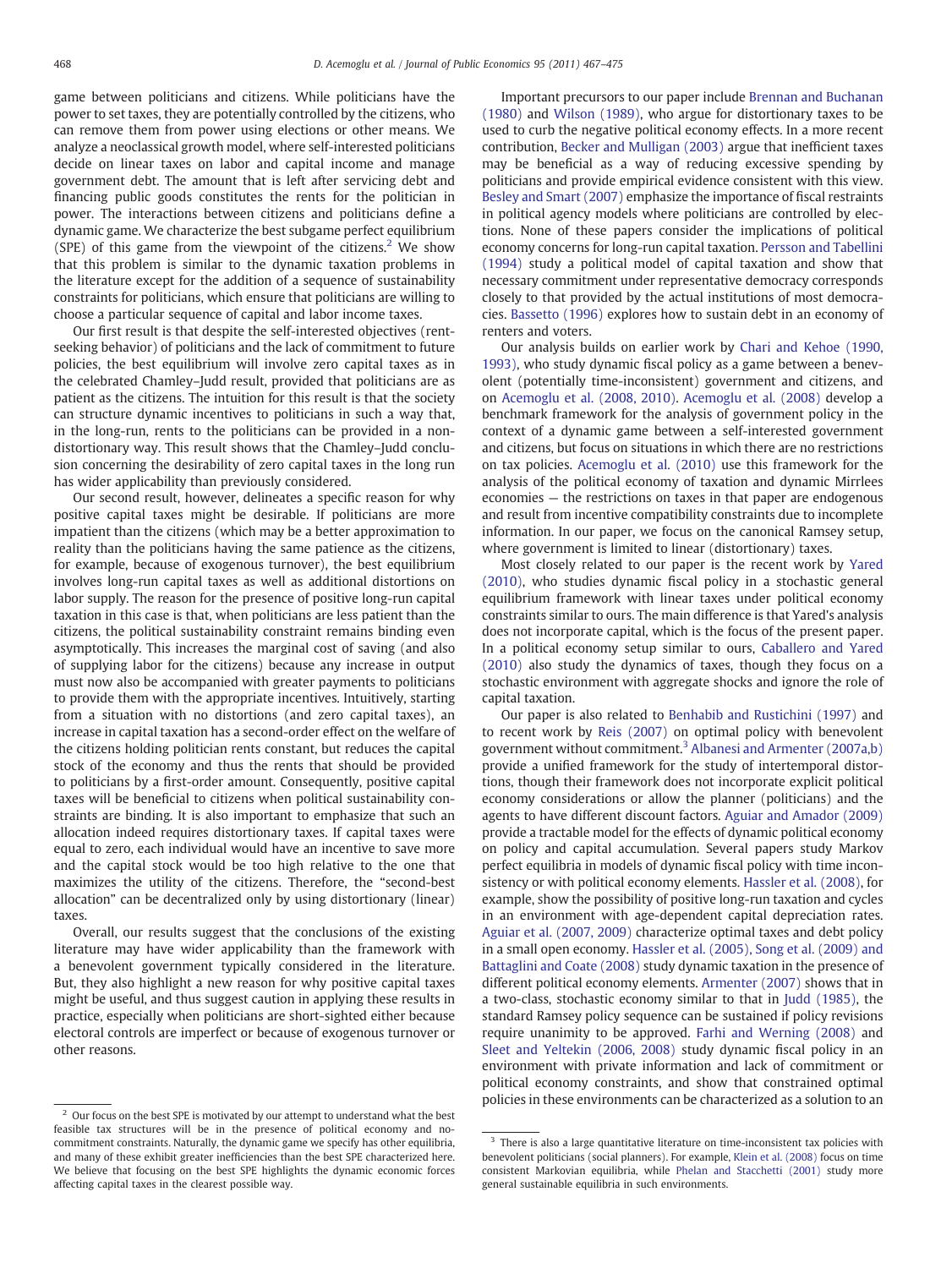game between politicians and citizens. While politicians have the power to set taxes, they are potentially controlled by the citizens, who can remove them from power using elections or other means. We analyze a neoclassical growth model, where self-interested politicians decide on linear taxes on labor and capital income and manage government debt. The amount that is left after servicing debt and financing public goods constitutes the rents for the politician in power. The interactions between citizens and politicians define a dynamic game. We characterize the best subgame perfect equilibrium (SPE) of this game from the viewpoint of the citizens.[2] We show that this problem is similar to the dynamic taxation problems in the literature except for the addition of a sequence of sustainability constraints for politicians, which ensure that politicians are willing to choose a particular sequence of capital and labor income taxes.

Our first result is that despite the self-interested objectives (rent-seeking behavior) of politicians and the lack of commitment to future policies, the best equilibrium will involve zero capital taxes as in the celebrated Chamley–Judd result, provided that politicians are as patient as the citizens. The intuition for this result is that the society can structure dynamic incentives to politicians in such a way that, in the long-run, rents to the politicians can be provided in a non-distortionary way. This result shows that the Chamley–Judd conclusion concerning the desirability of zero capital taxes in the long run has wider applicability than previously considered.

Our second result, however, delineates a specific reason for why positive capital taxes might be desirable. If politicians are more impatient than the citizens (which may be a better approximation to reality than the politicians having the same patience as the citizens, for example, because of exogenous turnover), the best equilibrium involves long-run capital taxes as well as additional distortions on labor supply. The reason for the presence of positive long-run capital taxation in this case is that, when politicians are less patient than the citizens, the political sustainability constraint remains binding even asymptotically. This increases the marginal cost of saving (and also of supplying labor for the citizens) because any increase in output must now also be accompanied with greater payments to politicians to provide them with the appropriate incentives. Intuitively, starting from a situation with no distortions (and zero capital taxes), an increase in capital taxation has a second-order effect on the welfare of the citizens holding politician rents constant, but reduces the capital stock of the economy and thus the rents that should be provided to politicians by a first-order amount. Consequently, positive capital taxes will be beneficial to citizens when political sustainability constraints are binding. It is also important to emphasize that such an allocation indeed requires distortionary taxes. If capital taxes were equal to zero, each individual would have an incentive to save more and the capital stock would be too high relative to the one that maximizes the utility of the citizens. Therefore, the "second-best allocation" can be decentralized only by using distortionary (linear) taxes.

Overall, our results suggest that the conclusions of the existing literature may have wider applicability than the framework with a benevolent government typically considered in the literature. But, they also highlight a new reason for why positive capital taxes might be useful, and thus suggest caution in applying these results in practice, especially when politicians are short-sighted either because electoral controls are imperfect or because of exogenous turnover or other reasons.

Important precursors to our paper include Brennan and Buchanan (1980) and Wilson (1989), who argue for distortionary taxes to be used to curb the negative political economy effects. In a more recent contribution, Becker and Mulligan (2003) argue that inefficient taxes may be beneficial as a way of reducing excessive spending by politicians and provide empirical evidence consistent with this view. Besley and Smart (2007) emphasize the importance of fiscal restraints in political agency models where politicians are controlled by elections. None of these papers consider the implications of political economy concerns for long-run capital taxation. Persson and Tabellini (1994) study a political model of capital taxation and show that necessary commitment under representative democracy corresponds closely to that provided by the actual institutions of most democracies. Bassetto (1996) explores how to sustain debt in an economy of renters and voters.

Our analysis builds on earlier work by Chari and Kehoe (1990, 1993), who study dynamic fiscal policy as a game between a benevolent (potentially time-inconsistent) government and citizens, and on Acemoglu et al. (2008, 2010). Acemoglu et al. (2008) develop a benchmark framework for the analysis of government policy in the context of a dynamic game between a self-interested government and citizens, but focus on situations in which there are no restrictions on tax policies. Acemoglu et al. (2010) use this framework for the analysis of the political economy of taxation and dynamic Mirrlees economies — the restrictions on taxes in that paper are endogenous and result from incentive compatibility constraints due to incomplete information. In our paper, we focus on the canonical Ramsey setup, where government is limited to linear (distortionary) taxes.

Most closely related to our paper is the recent work by Yared (2010), who studies dynamic fiscal policy in a stochastic general equilibrium framework with linear taxes under political economy constraints similar to ours. The main difference is that Yared's analysis does not incorporate capital, which is the focus of the present paper. In a political economy setup similar to ours, Caballero and Yared (2010) also study the dynamics of taxes, though they focus on a stochastic environment with aggregate shocks and ignore the role of capital taxation.

Our paper is also related to Benhabib and Rustichini (1997) and to recent work by Reis (2007) on optimal policy with benevolent government without commitment.[3] Albanesi and Armenter (2007a,b) provide a unified framework for the study of intertemporal distortions, though their framework does not incorporate explicit political economy considerations or allow the planner (politicians) and the agents to have different discount factors. Aguiar and Amador (2009) provide a tractable model for the effects of dynamic political economy on policy and capital accumulation. Several papers study Markov perfect equilibria in models of dynamic fiscal policy with time inconsistency or with political economy elements. Hassler et al. (2008), for example, show the possibility of positive long-run taxation and cycles in an environment with age-dependent capital depreciation rates. Aguiar et al. (2007, 2009) characterize optimal taxes and debt policy in a small open economy. Hassler et al. (2005), Song et al. (2009) and Battaglini and Coate (2008) study dynamic taxation in the presence of different political economy elements. Armenter (2007) shows that in a two-class, stochastic economy similar to that in Judd (1985), the standard Ramsey policy sequence can be sustained if policy revisions require unanimity to be approved. Farhi and Werning (2008) and Sleet and Yeltekin (2006, 2008) study dynamic fiscal policy in an environment with private information and lack of commitment or political economy constraints, and show that constrained optimal policies in these environments can be characterized as a solution to an

[2] Our focus on the best SPE is motivated by our attempt to understand what the best feasible tax structures will be in the presence of political economy and no-commitment constraints. Naturally, the dynamic game we specify has other equilibria, and many of these exhibit greater inefficiencies than the best SPE characterized here. We believe that focusing on the best SPE highlights the dynamic economic forces affecting capital taxes in the clearest possible way.

[3] There is also a large quantitative literature on time-inconsistent tax policies with benevolent politicians (social planners). For example, Klein et al. (2008) focus on time consistent Markovian equilibria, while Phelan and Stacchetti (2001) study more general sustainable equilibria in such environments.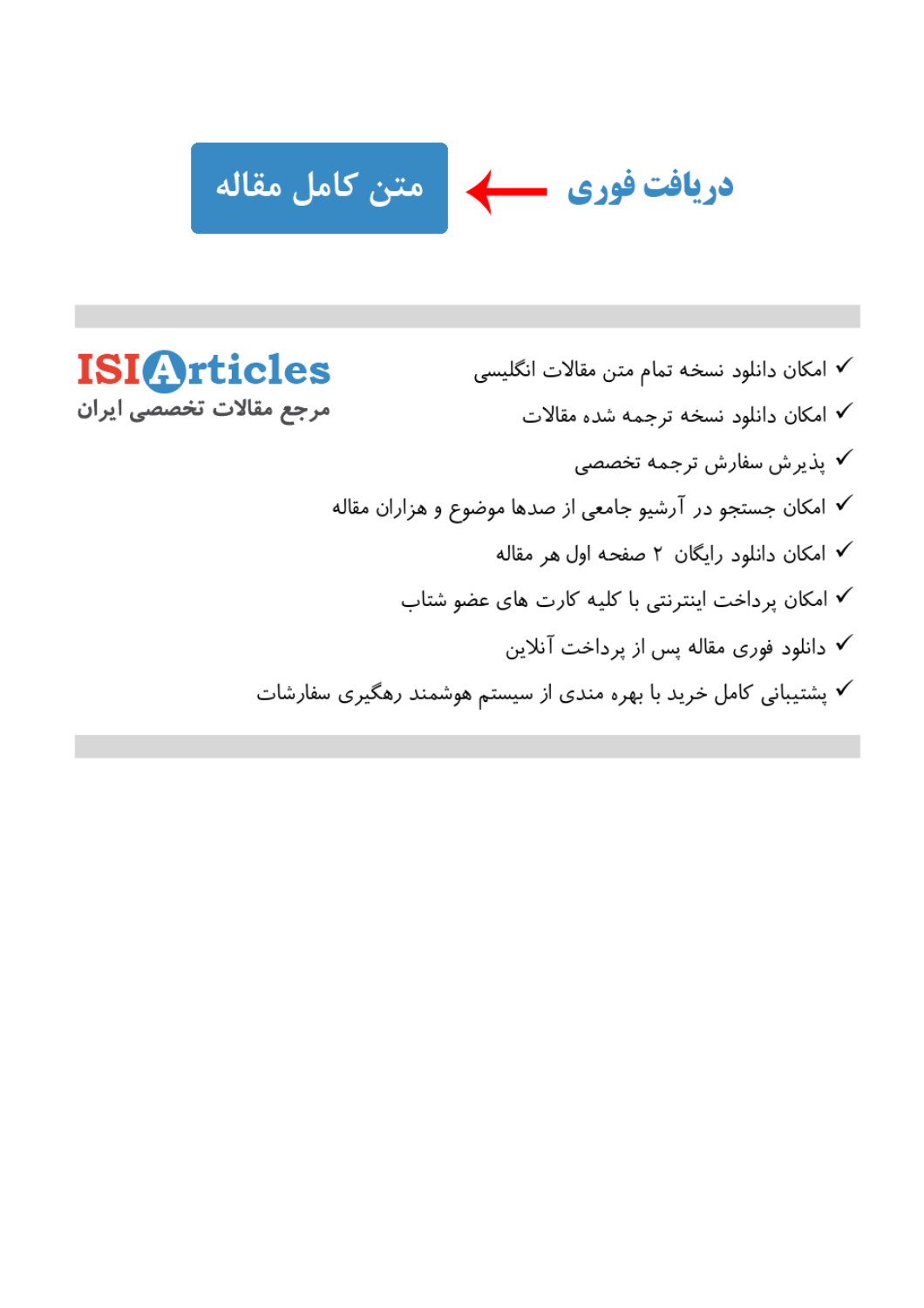دریافت فوری ← **متن کامل مقاله**

**ISIArticles**
مرجع مقالات تخصصی ایران

- ✓ امکان دانلود نسخه تمام متن مقالات انگلیسی
- ✓ امکان دانلود نسخه ترجمه شده مقالات
- ✓ پذیرش سفارش ترجمه تخصصی
- ✓ امکان جستجو در آرشیو جامعی از صدها موضوع و هزاران مقاله
- ✓ امکان دانلود رایگان ۲ صفحه اول هر مقاله
- ✓ امکان پرداخت اینترنتی با کلیه کارت های عضو شتاب
- ✓ دانلود فوری مقاله پس از پرداخت آنلاین
- ✓ پشتیبانی کامل خرید با بهره مندی از سیستم هوشمند رهگیری سفارشات